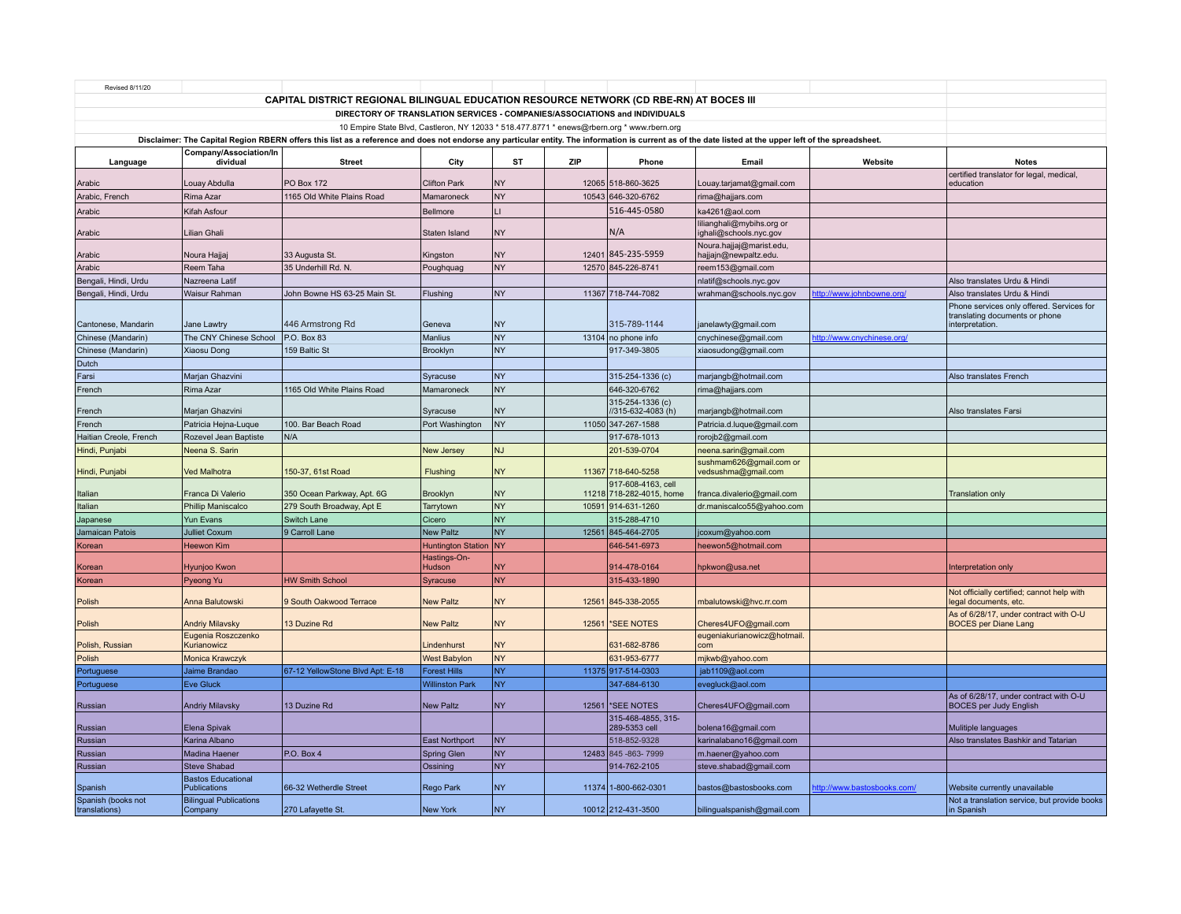Revised 8/11/20

# CAPITAL DISTRICT REGIONAL BILINGUAL EDUCATION RESOURCE NETWORK (CD RBE-RN) AT BOCES III

## DIRECTORY OF TRANSLATION SERVICES - COMPANIES/ASSOCIATIONS and INDIVIDUALS

10 Empire State Blvd, Castleron, NY 12033 * 518.477.8771 * enews@rbern.org * www.rbern.org

**Disclaimer: The Capital Region RBERN offers this list as a reference and does not endorse any particular entity. The information is current as of the date listed at the upper left of the spreadsheet.**

| Language | Company/Association/Individual | Street | City | ST | ZIP | Phone | Email | Website | Notes |
|---|---|---|---|---|---|---|---|---|---|
| Arabic | Louay Abdulla | PO Box 172 | Clifton Park | NY | 12065 | 518-860-3625 | Louay.tarjamat@gmail.com | | certified translator for legal, medical, education |
| Arabic, French | Rima Azar | 1165 Old White Plains Road | Mamaroneck | NY | 10543 | 646-320-6762 | rima@hajjars.com | | |
| Arabic | Kifah Asfour | | Bellmore | LI | | 516-445-0580 | ka4261@aol.com | | |
| Arabic | Lilian Ghali | | Staten Island | NY | | N/A | lilianghali@mybihs.org or ighali@schools.nyc.gov | | |
| Arabic | Noura Hajjaj | 33 Augusta St. | Kingston | NY | 12401 | 845-235-5959 | Noura.hajjaj@marist.edu, hajjajn@newpaltz.edu. | | |
| Arabic | Reem Taha | 35 Underhill Rd. N. | Poughquag | NY | 12570 | 845-226-8741 | reem153@gmail.com | | |
| Bengali, Hindi, Urdu | Nazreena Latif | | | | | | nlatif@schools.nyc.gov | | Also translates Urdu & Hindi |
| Bengali, Hindi, Urdu | Waisur Rahman | John Bowne HS 63-25 Main St. | Flushing | NY | 11367 | 718-744-7082 | wrahman@schools.nyc.gov | http://www.johnbowne.org/ | Also translates Urdu & Hindi |
| Cantonese, Mandarin | Jane Lawtry | 446 Armstrong Rd | Geneva | NY | | 315-789-1144 | janelawty@gmail.com | | Phone services only offered. Services for translating documents or phone interpretation. |
| Chinese (Mandarin) | The CNY Chinese School | P.O. Box 83 | Manlius | NY | 13104 | no phone info | cnychinese@gmail.com | http://www.cnychinese.org/ | |
| Chinese (Mandarin) | Xiaosu Dong | 159 Baltic St | Brooklyn | NY | | 917-349-3805 | xiaosudong@gmail.com | | |
| Dutch | | | | | | | | | |
| Farsi | Marjan Ghazvini | | Syracuse | NY | | 315-254-1336 (c) | marjangb@hotmail.com | | Also translates French |
| French | Rima Azar | 1165 Old White Plains Road | Mamaroneck | NY | | 646-320-6762 | rima@hajjars.com | | |
| French | Marjan Ghazvini | | Syracuse | NY | | 315-254-1336 (c) //315-632-4083 (h) | marjangb@hotmail.com | | Also translates Farsi |
| French | Patricia Hejna-Luque | 100. Bar Beach Road | Port Washington | NY | 11050 | 347-267-1588 | Patricia.d.luque@gmail.com | | |
| Haitian Creole, French | Rozevel Jean Baptiste | N/A | | | | 917-678-1013 | rorojb2@gmail.com | | |
| Hindi, Punjabi | Neena S. Sarin | | New Jersey | NJ | | 201-539-0704 | neena.sarin@gmail.com | | |
| Hindi, Punjabi | Ved Malhotra | 150-37, 61st Road | Flushing | NY | 11367 | 718-640-5258 | sushmam626@gmail.com or vedsushma@gmail.com | | |
| Italian | Franca Di Valerio | 350 Ocean Parkway, Apt. 6G | Brooklyn | NY | 11218 | 917-608-4163, cell 718-282-4015, home | franca.divalerio@gmail.com | | Translation only |
| Italian | Phillip Maniscalco | 279 South Broadway, Apt E | Tarrytown | NY | 10591 | 914-631-1260 | dr.maniscalco55@yahoo.com | | |
| Japanese | Yun Evans | Switch Lane | Cicero | NY | | 315-288-4710 | | | |
| Jamaican Patois | Julliet Coxum | 9 Carroll Lane | New Paltz | NY | 12561 | 845-464-2705 | jcoxum@yahoo.com | | |
| Korean | Heewon Kim | | Huntington Station | NY | | 646-541-6973 | heewon5@hotmail.com | | |
| Korean | Hyunjoo Kwon | | Hastings-On-Hudson | NY | | 914-478-0164 | hpkwon@usa.net | | Interpretation only |
| Korean | Pyeong Yu | HW Smith School | Syracuse | NY | | 315-433-1890 | | | |
| Polish | Anna Balutowski | 9 South Oakwood Terrace | New Paltz | NY | 12561 | 845-338-2055 | mbalutowski@hvc.rr.com | | Not officially certified; cannot help with legal documents, etc. |
| Polish | Andriy Milavsky | 13 Duzine Rd | New Paltz | NY | 12561 | *SEE NOTES | Cheres4UFO@gmail.com | | As of 6/28/17, under contract with O-U BOCES per Diane Lang |
| Polish, Russian | Eugenia Roszczenko Kurianowicz | | Lindenhurst | NY | | 631-682-8786 | eugeniakurianowicz@hotmail.com | | |
| Polish | Monica Krawczyk | | West Babylon | NY | | 631-953-6777 | mjkwb@yahoo.com | | |
| Portuguese | Jaime Brandao | 67-12 YellowStone Blvd Apt: E-18 | Forest Hills | NY | 11375 | 917-514-0303 | jab1109@aol.com | | |
| Portuguese | Eve Gluck | | Willinston Park | NY | | 347-684-6130 | evegluck@aol.com | | |
| Russian | Andriy Milavsky | 13 Duzine Rd | New Paltz | NY | 12561 | *SEE NOTES | Cheres4UFO@gmail.com | | As of 6/28/17, under contract with O-U BOCES per Judy English |
| Russian | Elena Spivak | | | | | 315-468-4855, 315-289-5353 cell | bolena16@gmail.com | | Mulitiple languages |
| Russian | Karina Albano | | East Northport | NY | | 518-852-9328 | karinalabano16@gmail.com | | Also translates Bashkir and Tatarian |
| Russian | Madina Haener | P.O. Box 4 | Spring Glen | NY | 12483 | 845 -863- 7999 | m.haener@yahoo.com | | |
| Russian | Steve Shabad | | Ossining | NY | | 914-762-2105 | steve.shabad@gmail.com | | |
| Spanish | Bastos Educational Publications | 66-32 Wetherdle Street | Rego Park | NY | 11374 | 1-800-662-0301 | bastos@bastosbooks.com | http://www.bastosbooks.com/ | Website currently unavailable |
| Spanish (books not translations) | Bilingual Publications Company | 270 Lafayette St. | New York | NY | 10012 | 212-431-3500 | bilingualspanish@gmail.com | | Not a translation service, but provide books in Spanish |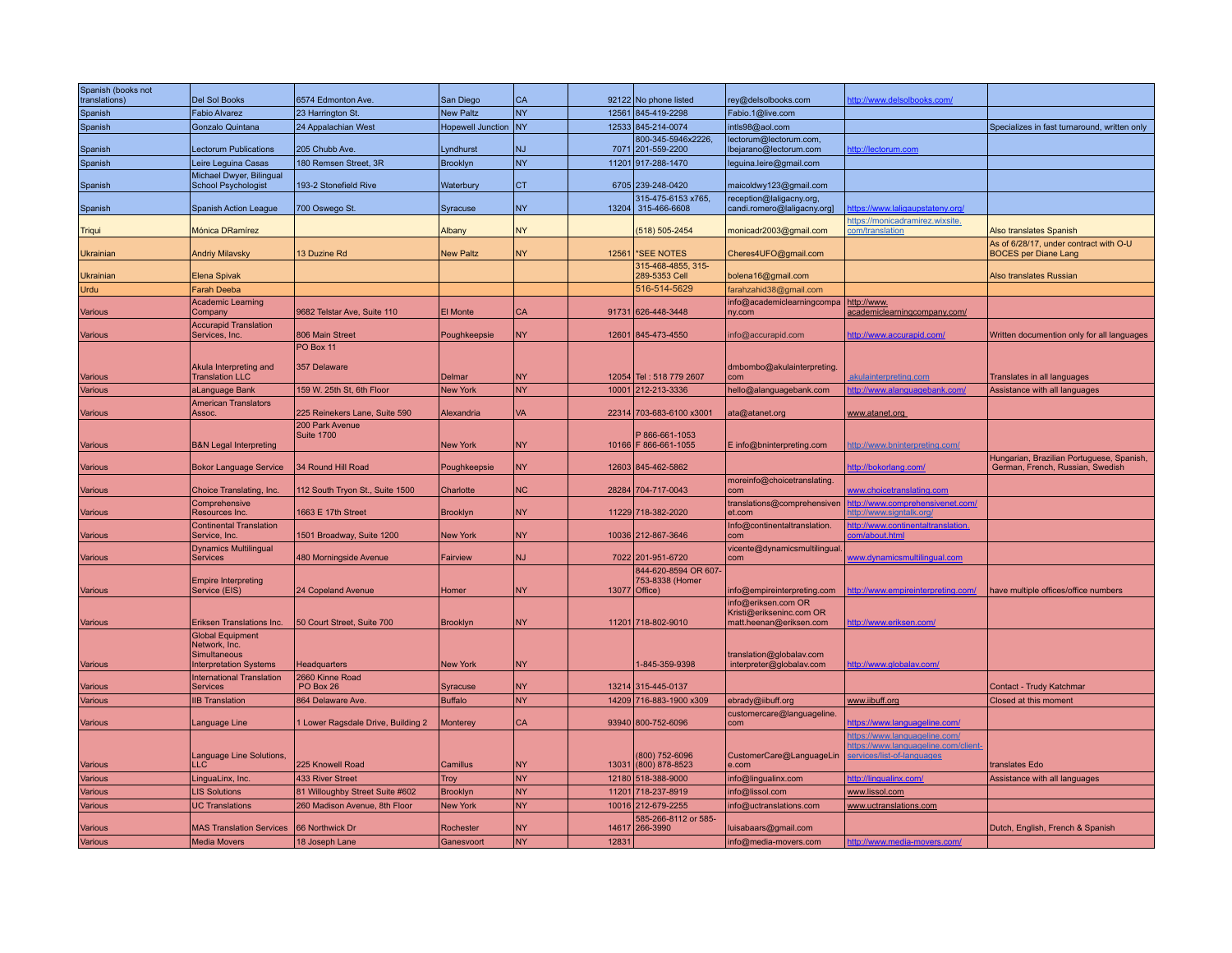| | | | | | | | | | |
|---|---|---|---|---|---|---|---|---|---|
| Spanish (books not translations) | Del Sol Books | 6574 Edmonton Ave. | San Diego | CA | 92122 | No phone listed | rey@delsolbooks.com | http://www.delsolbooks.com/ | |
| Spanish | Fabio Alvarez | 23 Harrington St. | New Paltz | NY | 12561 | 845-419-2298 | Fabio.1@live.com | | |
| Spanish | Gonzalo Quintana | 24 Appalachian West | Hopewell Junction | NY | 12533 | 845-214-0074 | intls98@aol.com | | Specializes in fast turnaround, written only |
| Spanish | Lectorum Publications | 205 Chubb Ave. | Lyndhurst | NJ | 7071 | 800-345-5946x2226, 201-559-2200 | lectorum@lectorum.com, lbejarano@lectorum.com | http://lectorum.com | |
| Spanish | Leire Leguina Casas | 180 Remsen Street, 3R | Brooklyn | NY | 11201 | 917-288-1470 | leguina.leire@gmail.com | | |
| Spanish | Michael Dwyer, Bilingual School Psychologist | 193-2 Stonefield Rive | Waterbury | CT | 6705 | 239-248-0420 | maicoldwy123@gmail.com | | |
| Spanish | Spanish Action League | 700 Oswego St. | Syracuse | NY | 13204 | 315-475-6153 x765, 315-466-6608 | reception@laligacny.org, candi.romero@laligacny.org] | https://www.laligaupstateny.org/ | |
| Triqui | Mónica DRamírez | | Albany | NY | | (518) 505-2454 | monicadr2003@gmail.com | https://monicadramirez.wixsite.com/translation | Also translates Spanish |
| Ukrainian | Andriy Milavsky | 13 Duzine Rd | New Paltz | NY | 12561 | *SEE NOTES | Cheres4UFO@gmail.com | | As of 6/28/17, under contract with O-U BOCES per Diane Lang |
| Ukrainian | Elena Spivak | | | | | 315-468-4855, 315-289-5353 Cell | bolena16@gmail.com | | Also translates Russian |
| Urdu | Farah Deeba | | | | | 516-514-5629 | farahzahid38@gmail.com | | |
| Various | Academic Learning Company | 9682 Telstar Ave, Suite 110 | El Monte | CA | 91731 | 626-448-3448 | info@academiclearningcompany.com | http://www.academiclearningcompany.com/ | |
| Various | Accurapid Translation Services, Inc. | 806 Main Street | Poughkeepsie | NY | 12601 | 845-473-4550 | info@accurapid.com | http://www.accurapid.com/ | Written documention only for all languages |
| Various | Akula Interpreting and Translation LLC | PO Box 11<br>357 Delaware | Delmar | NY | 12054 | Tel : 518 779 2607 | dmbombo@akulainterpreting.com | akulainterpreting.com | Translates in all languages |
| Various | aLanguage Bank | 159 W. 25th St, 6th Floor | New York | NY | 10001 | 212-213-3336 | hello@alanguagebank.com | http://www.alanguagebank.com/ | Assistance with all languages |
| Various | American Translators Assoc. | 225 Reinekers Lane, Suite 590 | Alexandria | VA | 22314 | 703-683-6100 x3001 | ata@atanet.org | www.atanet.org | |
| Various | B&N Legal Interpreting | 200 Park Avenue<br>Suite 1700 | New York | NY | 10166 | P 866-661-1053<br>F 866-661-1055 | E info@bninterpreting.com | http://www.bninterpreting.com/ | |
| Various | Bokor Language Service | 34 Round Hill Road | Poughkeepsie | NY | 12603 | 845-462-5862 | | http://bokorlang.com/ | Hungarian, Brazilian Portuguese, Spanish, German, French, Russian, Swedish |
| Various | Choice Translating, Inc. | 112 South Tryon St., Suite 1500 | Charlotte | NC | 28284 | 704-717-0043 | moreinfo@choicetranslating.com | www.choicetranslating.com | |
| Various | Comprehensive Resources Inc. | 1663 E 17th Street | Brooklyn | NY | 11229 | 718-382-2020 | translations@comprehensivenet.com | http://www.comprehensivenet.com/<br>http://www.signtalk.org/ | |
| Various | Continental Translation Service, Inc. | 1501 Broadway, Suite 1200 | New York | NY | 10036 | 212-867-3646 | Info@continentaltranslation.com | http://www.continentaltranslation.com/about.html | |
| Various | Dynamics Multilingual Services | 480 Morningside Avenue | Fairview | NJ | 7022 | 201-951-6720 | vicente@dynamicsmultilingual.com | www.dynamicsmultilingual.com | |
| Various | Empire Interpreting Service (EIS) | 24 Copeland Avenue | Homer | NY | 13077 | 844-620-8594 OR 607-753-8338 (Homer Office) | info@empireinterpreting.com | http://www.empireinterpreting.com/ | have multiple offices/office numbers |
| Various | Eriksen Translations Inc. | 50 Court Street, Suite 700 | Brooklyn | NY | 11201 | 718-802-9010 | info@eriksen.com OR Kristi@erikseninc.com OR matt.heenan@eriksen.com | http://www.eriksen.com/ | |
| Various | Global Equipment Network, Inc. Simultaneous Interpretation Systems | Headquarters | New York | NY | | 1-845-359-9398 | translation@globalav.com interpreter@globalav.com | http://www.globalav.com/ | |
| Various | International Translation Services | 2660 Kinne Road<br>PO Box 26 | Syracuse | NY | 13214 | 315-445-0137 | | | Contact - Trudy Katchmar |
| Various | IIB Translation | 864 Delaware Ave. | Buffalo | NY | 14209 | 716-883-1900 x309 | ebrady@iibuff.org | www.iibuff.org | Closed at this moment |
| Various | Language Line | 1 Lower Ragsdale Drive, Building 2 | Monterey | CA | 93940 | 800-752-6096 | customercare@languageline.com | https://www.languageline.com/ | |
| Various | Language Line Solutions, LLC | 225 Knowell Road | Camillus | NY | 13031 | (800) 752-6096<br>(800) 878-8523 | CustomerCare@LanguageLine.com | https://www.languageline.com/<br>https://www.languageline.com/client-services/list-of-languages | translates Edo |
| Various | LinguaLinx, Inc. | 433 River Street | Troy | NY | 12180 | 518-388-9000 | info@lingualinx.com | http://lingualinx.com/ | Assistance with all languages |
| Various | LIS Solutions | 81 Willoughby Street Suite #602 | Brooklyn | NY | 11201 | 718-237-8919 | info@lissol.com | www.lissol.com | |
| Various | UC Translations | 260 Madison Avenue, 8th Floor | New York | NY | 10016 | 212-679-2255 | info@uctranslations.com | www.uctranslations.com | |
| Various | MAS Translation Services | 66 Northwick Dr | Rochester | NY | 14617 | 585-266-8112 or 585-266-3990 | luisabaars@gmail.com | | Dutch, English, French & Spanish |
| Various | Media Movers | 18 Joseph Lane | Ganesvoort | NY | 12831 | | info@media-movers.com | http://www.media-movers.com/ | |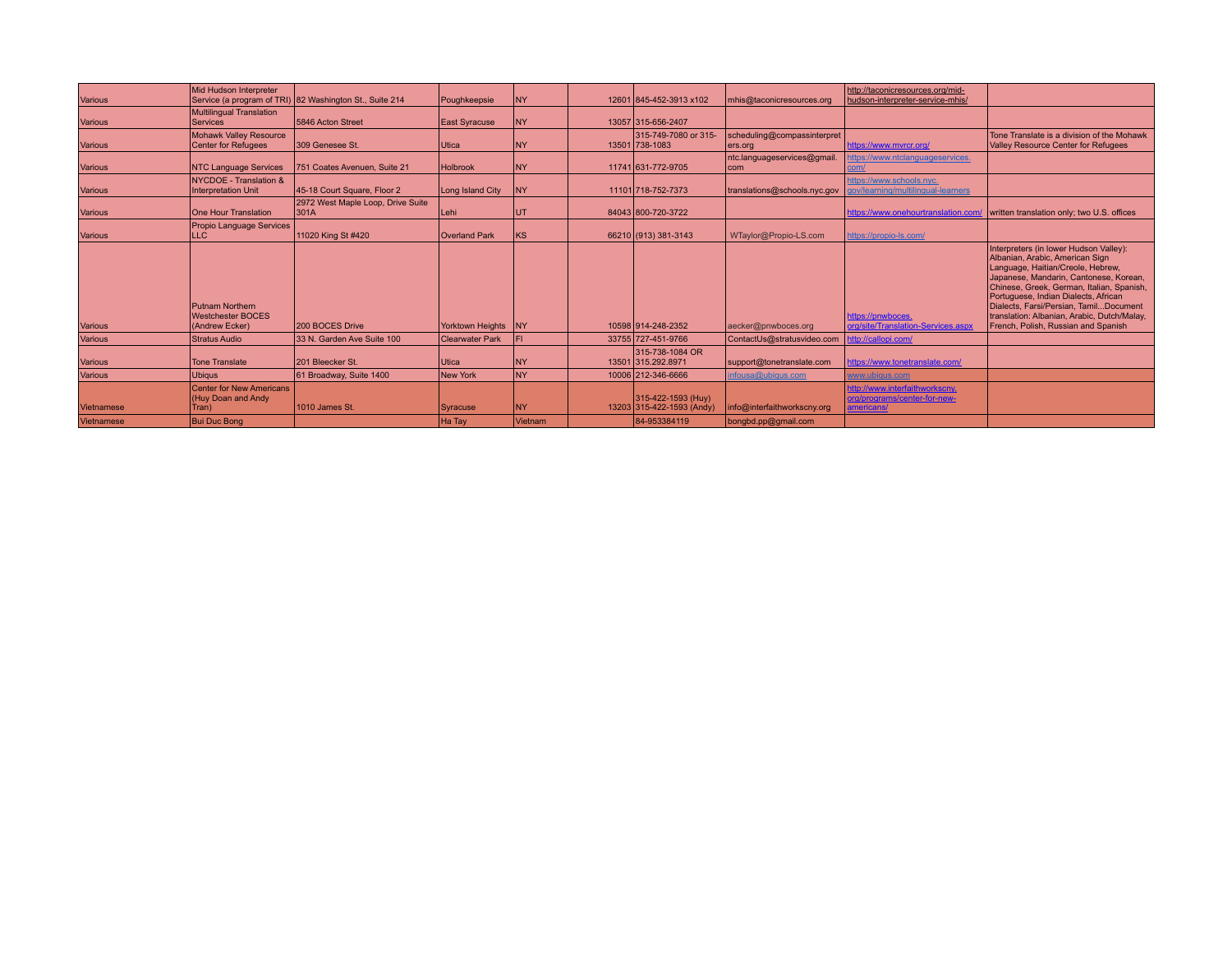| | | | | | | | | | |
|---|---|---|---|---|---|---|---|---|---|
| Various | Mid Hudson Interpreter Service (a program of TRI) | 82 Washington St., Suite 214 | Poughkeepsie | NY | 12601 | 845-452-3913 x102 | mhis@taconicresources.org | http://taconicresources.org/mid-hudson-interpreter-service-mhis/ | |
| Various | Multilingual Translation Services | 5846 Acton Street | East Syracuse | NY | 13057 | 315-656-2407 | | | |
| Various | Mohawk Valley Resource Center for Refugees | 309 Genesee St. | Utica | NY | 13501 | 315-749-7080 or 315-738-1083 | scheduling@compassinterpreters.org | https://www.mvrcr.org/ | Tone Translate is a division of the Mohawk Valley Resource Center for Refugees |
| Various | NTC Language Services | 751 Coates Avenuen, Suite 21 | Holbrook | NY | 11741 | 631-772-9705 | ntc.languageservices@gmail.com | https://www.ntclanguageservices.com/ | |
| Various | NYCDOE - Translation & Interpretation Unit | 45-18 Court Square, Floor 2 | Long Island City | NY | 11101 | 718-752-7373 | translations@schools.nyc.gov | https://www.schools.nyc.gov/learning/multilingual-learners | |
| Various | One Hour Translation | 2972 West Maple Loop, Drive Suite 301A | Lehi | UT | 84043 | 800-720-3722 | | https://www.onehourtranslation.com/ | written translation only; two U.S. offices |
| Various | Propio Language Services LLC | 11020 King St #420 | Overland Park | KS | 66210 | (913) 381-3143 | WTaylor@Propio-LS.com | https://propio-ls.com/ | |
| Various | Putnam Northern Westchester BOCES (Andrew Ecker) | 200 BOCES Drive | Yorktown Heights | NY | 10598 | 914-248-2352 | aecker@pnwboces.org | https://pnwboces.org/site/Translation-Services.aspx | Interpreters (in lower Hudson Valley): Albanian, Arabic, American Sign Language, Haitian/Creole, Hebrew, Japanese, Mandarin, Cantonese, Korean, Chinese, Greek, German, Italian, Spanish, Portuguese, Indian Dialects, African Dialects, Farsi/Persian, Tamil...Document translation: Albanian, Arabic, Dutch/Malay, French, Polish, Russian and Spanish |
| Various | Stratus Audio | 33 N. Garden Ave Suite 100 | Clearwater Park | Fl | 33755 | 727-451-9766 | ContactUs@stratusvideo.com | http://callopi.com/ | |
| Various | Tone Translate | 201 Bleecker St. | Utica | NY | 13501 | 315-738-1084 OR 315.292.8971 | support@tonetranslate.com | https://www.tonetranslate.com/ | |
| Various | Ubiqus | 61 Broadway, Suite 1400 | New York | NY | 10006 | 212-346-6666 | infousa@ubiqus.com | www.ubiqus.com | |
| Vietnamese | Center for New Americans (Huy Doan and Andy Tran) | 1010 James St. | Syracuse | NY | 13203 | 315-422-1593 (Huy) 315-422-1593 (Andy) | info@interfaithworkscny.org | http://www.interfaithworkscny.org/programs/center-for-new-americans/ | |
| Vietnamese | Bui Duc Bong | | Ha Tay | Vietnam | | 84-953384119 | bongbd.pp@gmail.com | | |